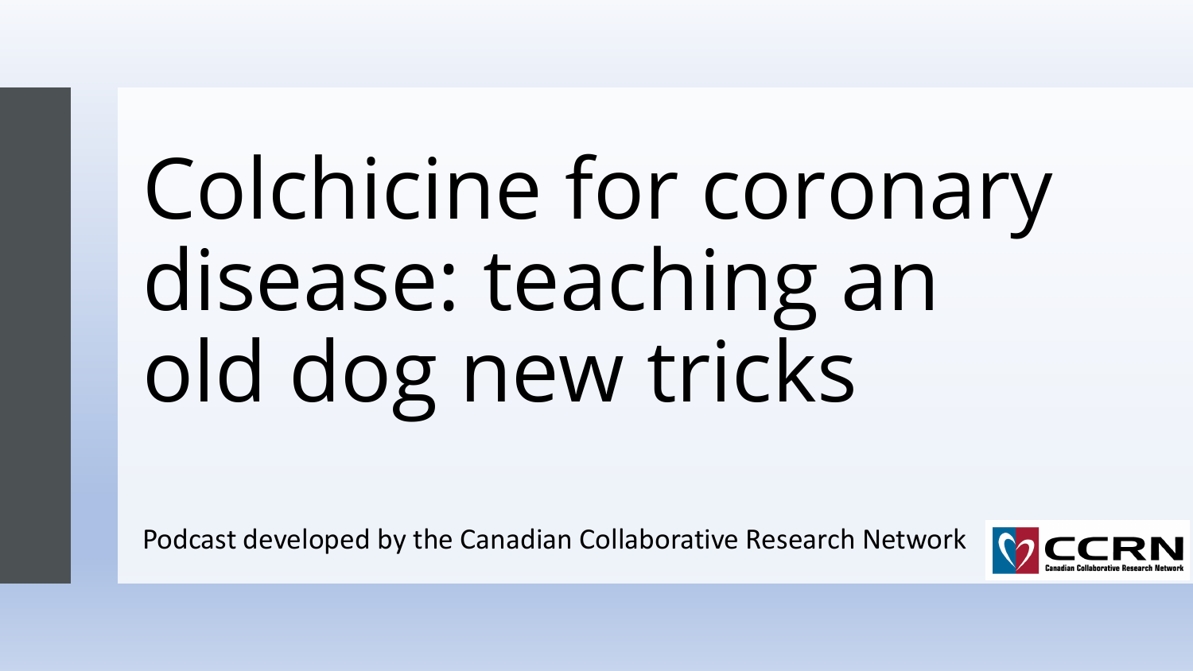# Colchicine for coronary disease: teaching an old dog new tricks

Podcast developed by the Canadian Collaborative Research Network

CCRN
Canadian Collaborative Research Network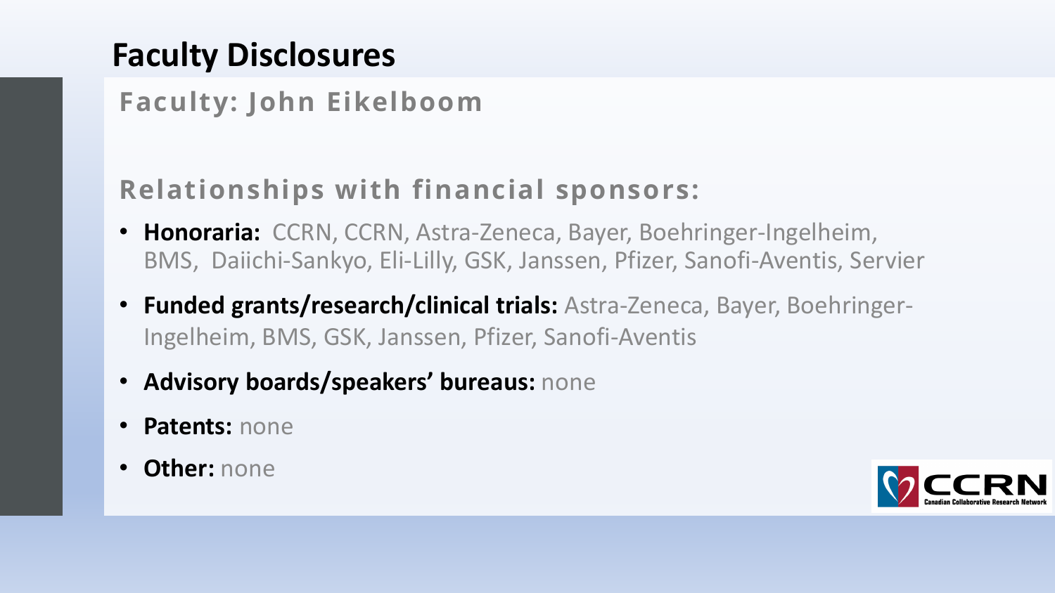# Faculty Disclosures

## Faculty: John Eikelboom

## Relationships with financial sponsors:

- **Honoraria:** CCRN, CCRN, Astra-Zeneca, Bayer, Boehringer-Ingelheim, BMS, Daiichi-Sankyo, Eli-Lilly, GSK, Janssen, Pfizer, Sanofi-Aventis, Servier
- **Funded grants/research/clinical trials:** Astra-Zeneca, Bayer, Boehringer-Ingelheim, BMS, GSK, Janssen, Pfizer, Sanofi-Aventis
- **Advisory boards/speakers' bureaus:** none
- **Patents:** none
- **Other:** none

CCRN
Canadian Collaborative Research Network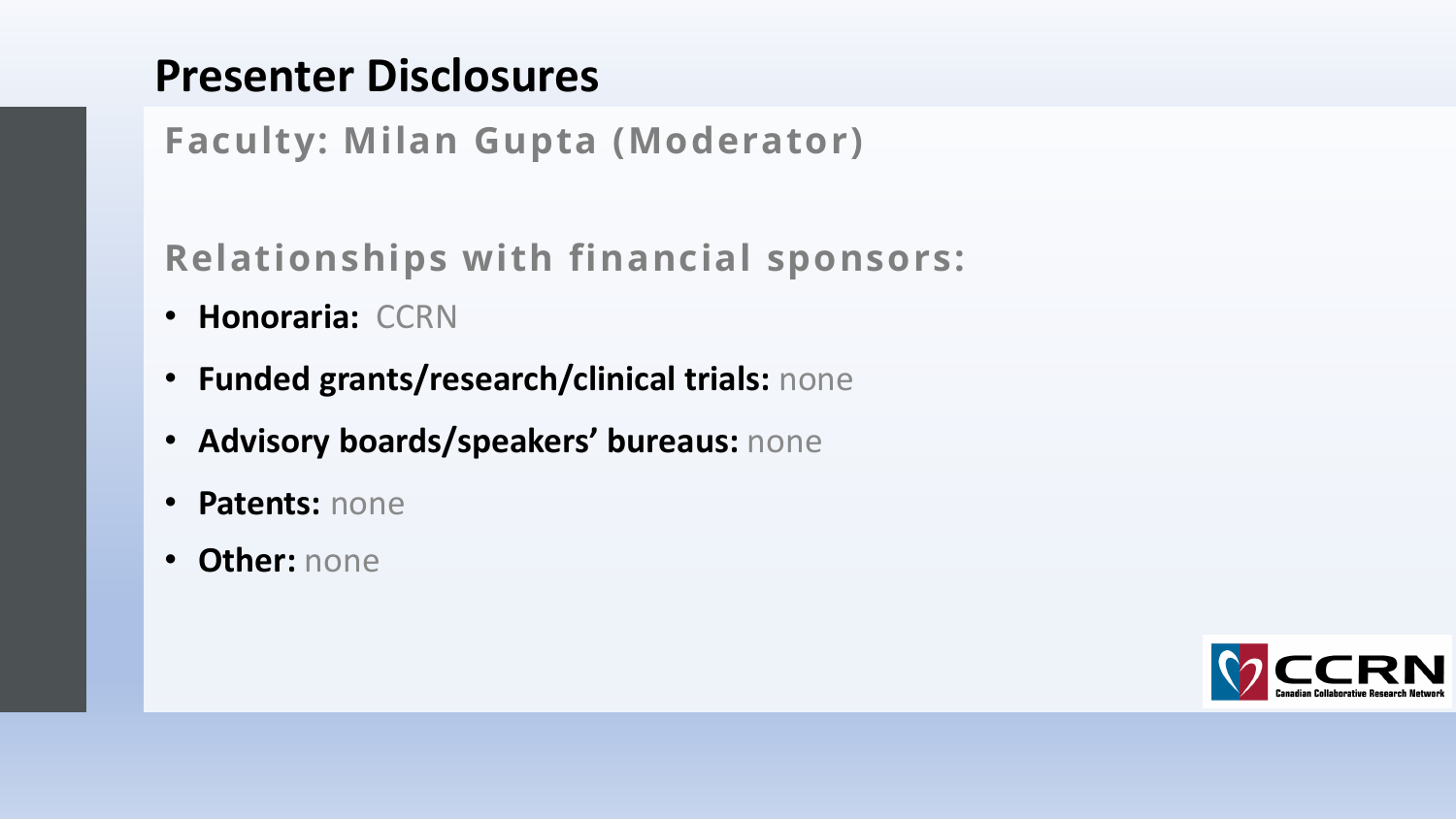# Presenter Disclosures

## Faculty: Milan Gupta (Moderator)

## Relationships with financial sponsors:

- **Honoraria:** CCRN
- **Funded grants/research/clinical trials:** none
- **Advisory boards/speakers' bureaus:** none
- **Patents:** none
- **Other:** none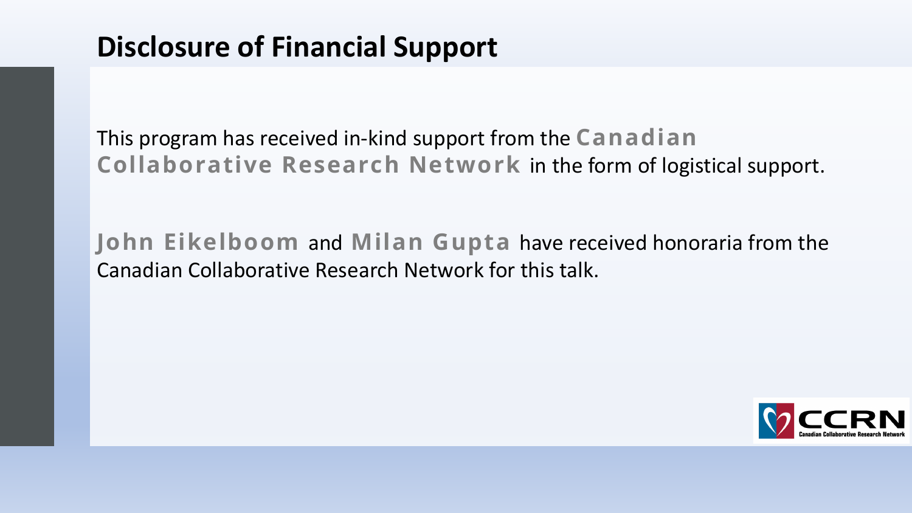# Disclosure of Financial Support

This program has received in-kind support from the **Canadian Collaborative Research Network** in the form of logistical support.

**John Eikelboom** and **Milan Gupta** have received honoraria from the Canadian Collaborative Research Network for this talk.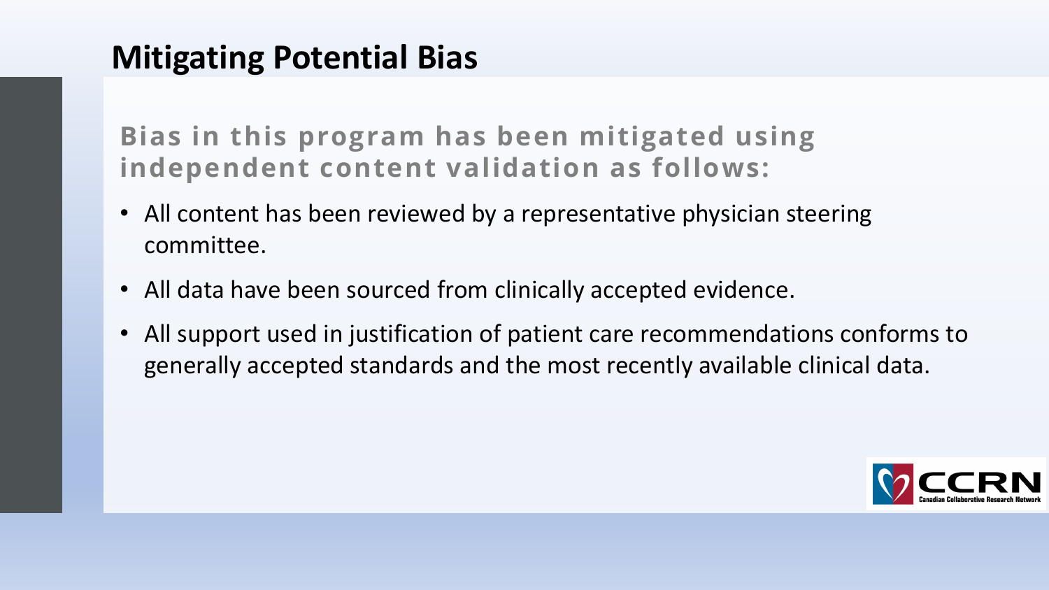# Mitigating Potential Bias

**Bias in this program has been mitigated using independent content validation as follows:**

- All content has been reviewed by a representative physician steering committee.
- All data have been sourced from clinically accepted evidence.
- All support used in justification of patient care recommendations conforms to generally accepted standards and the most recently available clinical data.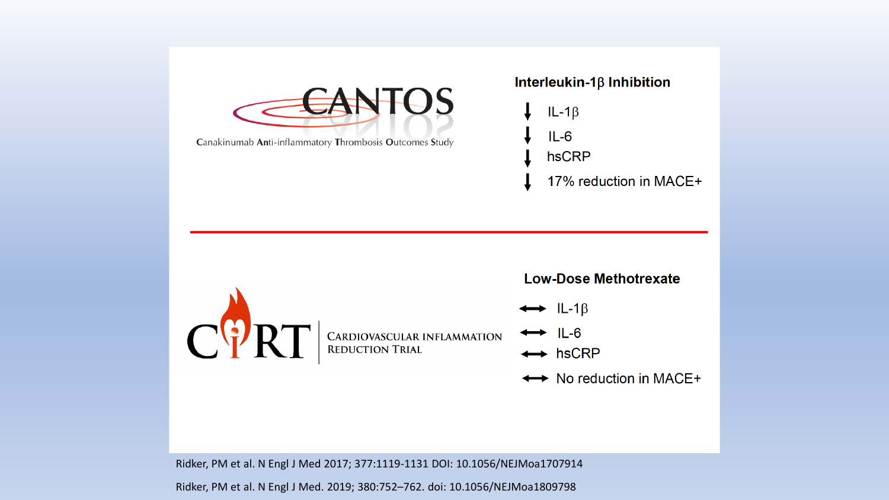## CANTOS

Canakinumab Anti-inflammatory Thrombosis Outcomes Study

**Interleukin-1β Inhibition**

- ↓ IL-1β
- ↓ IL-6
- ↓ hsCRP
- ↓ 17% reduction in MACE+

## CIRT

Cardiovascular Inflammation Reduction Trial

**Low-Dose Methotrexate**

- ↔ IL-1β
- ↔ IL-6
- ↔ hsCRP
- ↔ No reduction in MACE+

Ridker, PM et al. N Engl J Med 2017; 377:1119-1131 DOI: 10.1056/NEJMoa1707914

Ridker, PM et al. N Engl J Med. 2019; 380:752–762. doi: 10.1056/NEJMoa1809798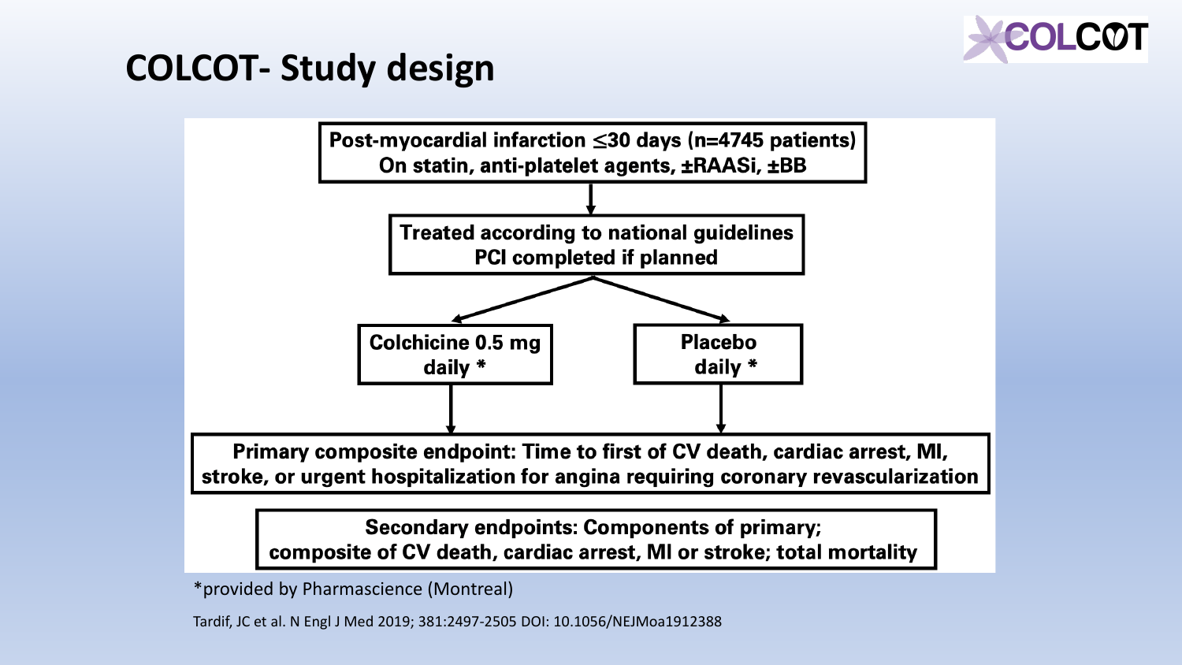# COLCOT- Study design

**Post-myocardial infarction ≤30 days (n=4745 patients)**
**On statin, anti-platelet agents, ±RAASi, ±BB**

↓

**Treated according to national guidelines**
**PCI completed if planned**

↓

| **Colchicine 0.5 mg daily *** | **Placebo daily *** |
| --- | --- |

↓

**Primary composite endpoint: Time to first of CV death, cardiac arrest, MI, stroke, or urgent hospitalization for angina requiring coronary revascularization**

**Secondary endpoints: Components of primary; composite of CV death, cardiac arrest, MI or stroke; total mortality**

*provided by Pharmascience (Montreal)

Tardif, JC et al. N Engl J Med 2019; 381:2497-2505 DOI: 10.1056/NEJMoa1912388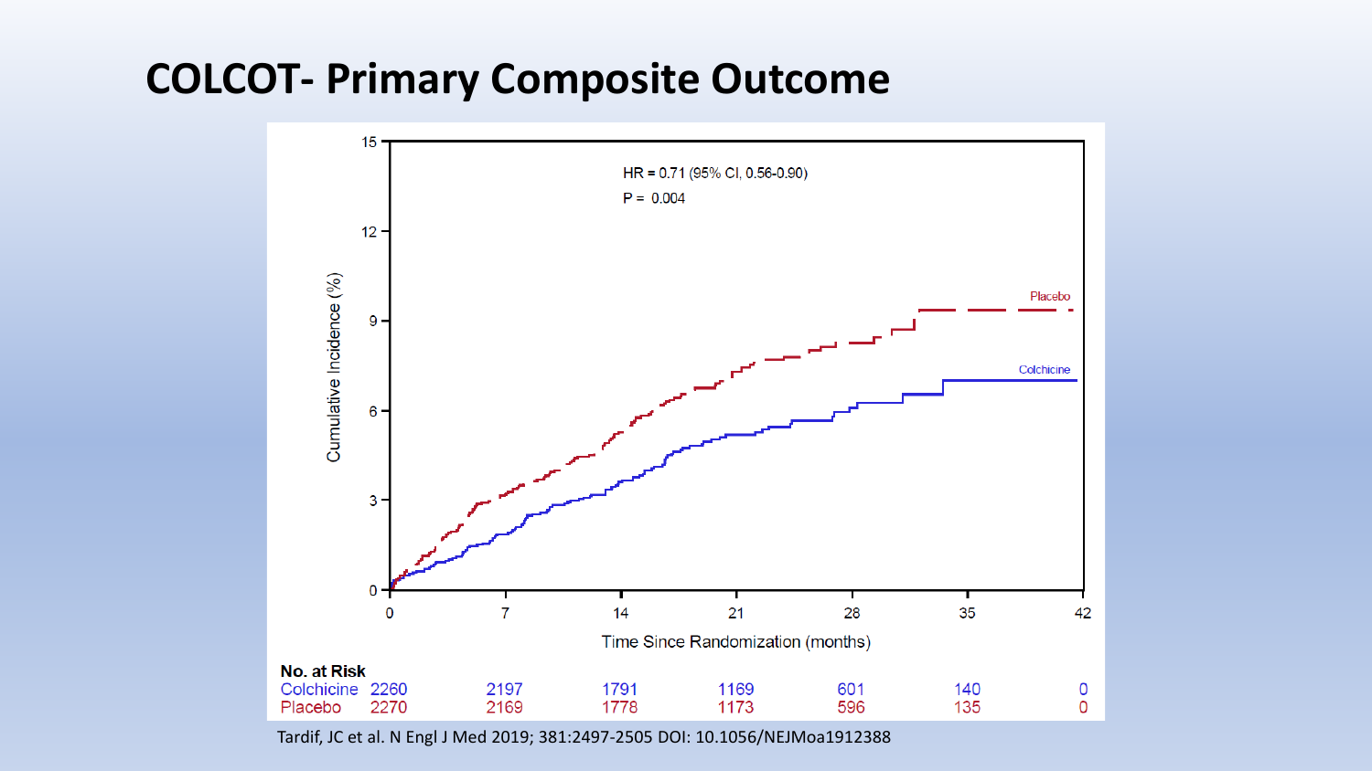# COLCOT- Primary Composite Outcome

HR = 0.71 (95% CI, 0.56-0.90)

P = 0.004

Cumulative Incidence (%)

Time Since Randomization (months)

Placebo

Colchicine

**No. at Risk**

| | 0 | 7 | 14 | 21 | 28 | 35 | 42 |
|---|---|---|---|---|---|---|---|
| Colchicine | 2260 | 2197 | 1791 | 1169 | 601 | 140 | 0 |
| Placebo | 2270 | 2169 | 1778 | 1173 | 596 | 135 | 0 |

Tardif, JC et al. N Engl J Med 2019; 381:2497-2505 DOI: 10.1056/NEJMoa1912388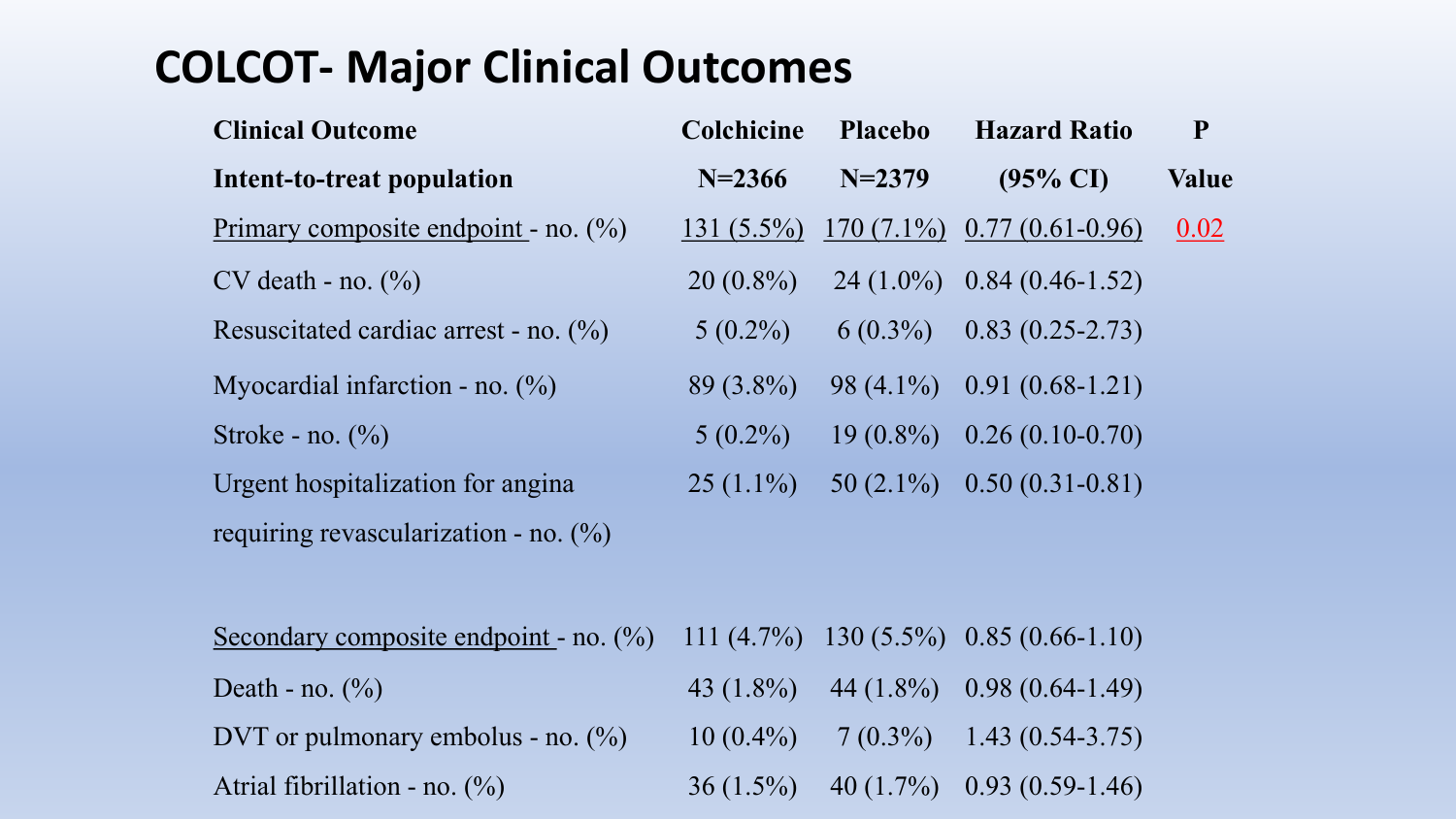# COLCOT- Major Clinical Outcomes

| Clinical Outcome<br>Intent-to-treat population | Colchicine<br>N=2366 | Placebo<br>N=2379 | Hazard Ratio<br>(95% CI) | P<br>Value |
|---|---|---|---|---|
| Primary composite endpoint - no. (%) | 131 (5.5%) | 170 (7.1%) | 0.77 (0.61-0.96) | 0.02 |
| CV death - no. (%) | 20 (0.8%) | 24 (1.0%) | 0.84 (0.46-1.52) | |
| Resuscitated cardiac arrest - no. (%) | 5 (0.2%) | 6 (0.3%) | 0.83 (0.25-2.73) | |
| Myocardial infarction - no. (%) | 89 (3.8%) | 98 (4.1%) | 0.91 (0.68-1.21) | |
| Stroke - no. (%) | 5 (0.2%) | 19 (0.8%) | 0.26 (0.10-0.70) | |
| Urgent hospitalization for angina requiring revascularization - no. (%) | 25 (1.1%) | 50 (2.1%) | 0.50 (0.31-0.81) | |
| Secondary composite endpoint - no. (%) | 111 (4.7%) | 130 (5.5%) | 0.85 (0.66-1.10) | |
| Death - no. (%) | 43 (1.8%) | 44 (1.8%) | 0.98 (0.64-1.49) | |
| DVT or pulmonary embolus - no. (%) | 10 (0.4%) | 7 (0.3%) | 1.43 (0.54-3.75) | |
| Atrial fibrillation - no. (%) | 36 (1.5%) | 40 (1.7%) | 0.93 (0.59-1.46) | |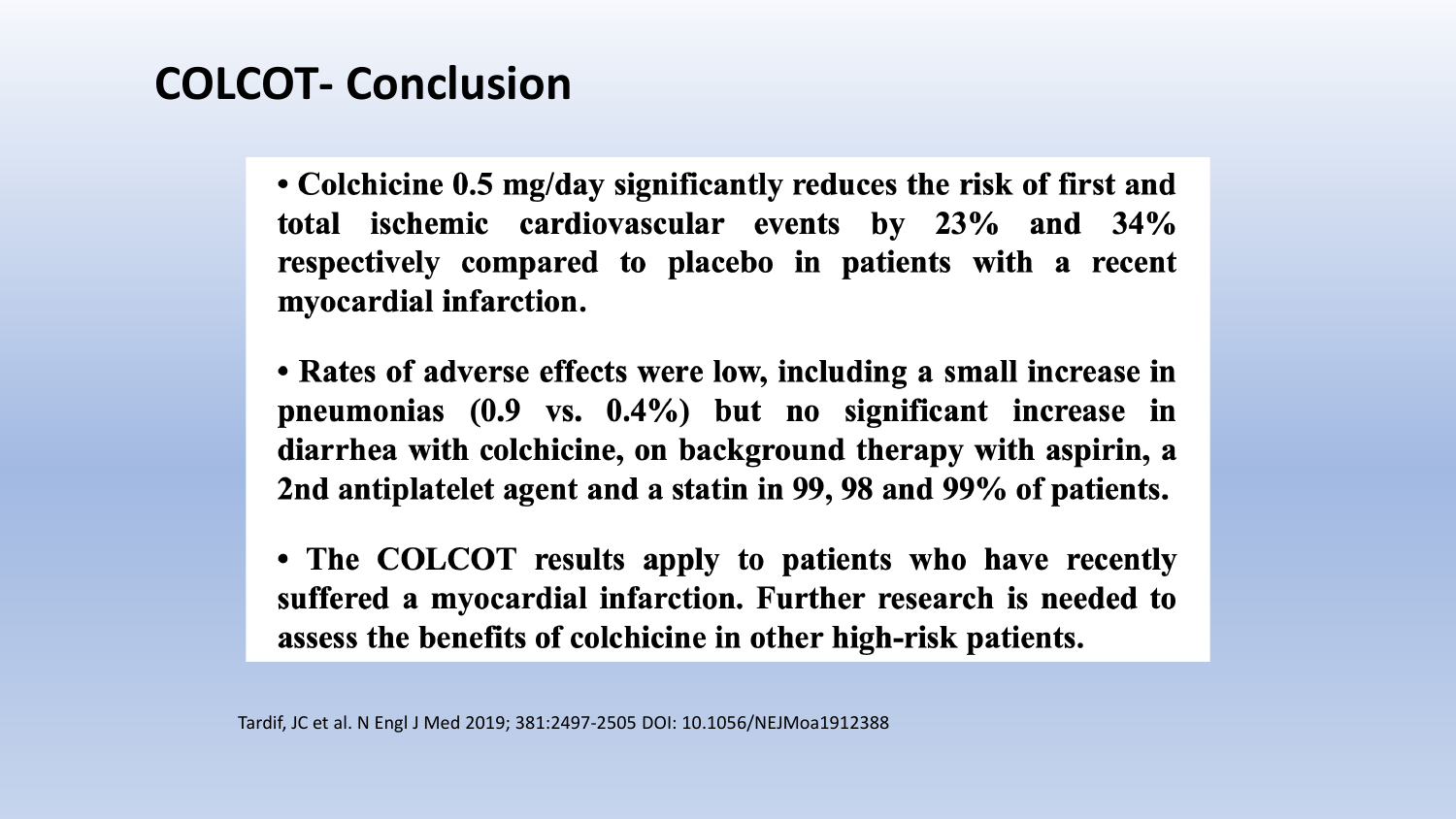# COLCOT- Conclusion

- **Colchicine 0.5 mg/day significantly reduces the risk of first and total ischemic cardiovascular events by 23% and 34% respectively compared to placebo in patients with a recent myocardial infarction.**

- **Rates of adverse effects were low, including a small increase in pneumonias (0.9 vs. 0.4%) but no significant increase in diarrhea with colchicine, on background therapy with aspirin, a 2nd antiplatelet agent and a statin in 99, 98 and 99% of patients.**

- **The COLCOT results apply to patients who have recently suffered a myocardial infarction. Further research is needed to assess the benefits of colchicine in other high-risk patients.**

Tardif, JC et al. N Engl J Med 2019; 381:2497-2505 DOI: 10.1056/NEJMoa1912388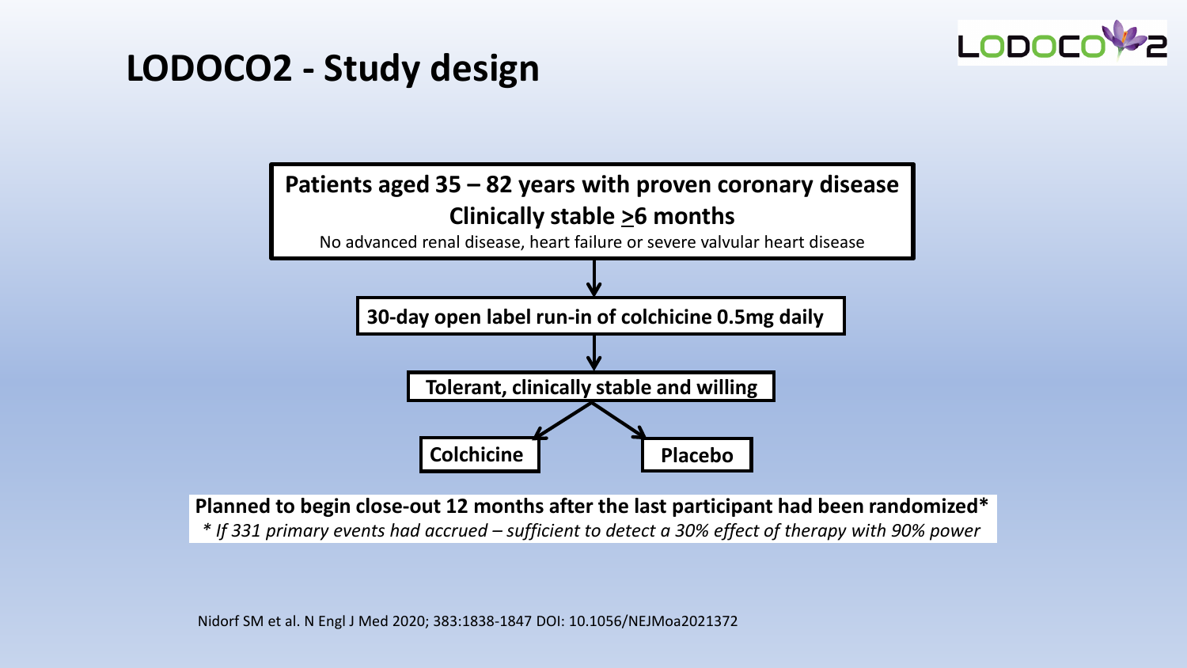# LODOCO2 - Study design

**Patients aged 35 – 82 years with proven coronary disease**
**Clinically stable ≥6 months**
No advanced renal disease, heart failure or severe valvular heart disease

↓

**30-day open label run-in of colchicine 0.5mg daily**

↓

**Tolerant, clinically stable and willing**

↓

- **Colchicine**
- **Placebo**

**Planned to begin close-out 12 months after the last participant had been randomized***

*\* If 331 primary events had accrued – sufficient to detect a 30% effect of therapy with 90% power*

Nidorf SM et al. N Engl J Med 2020; 383:1838-1847 DOI: 10.1056/NEJMoa2021372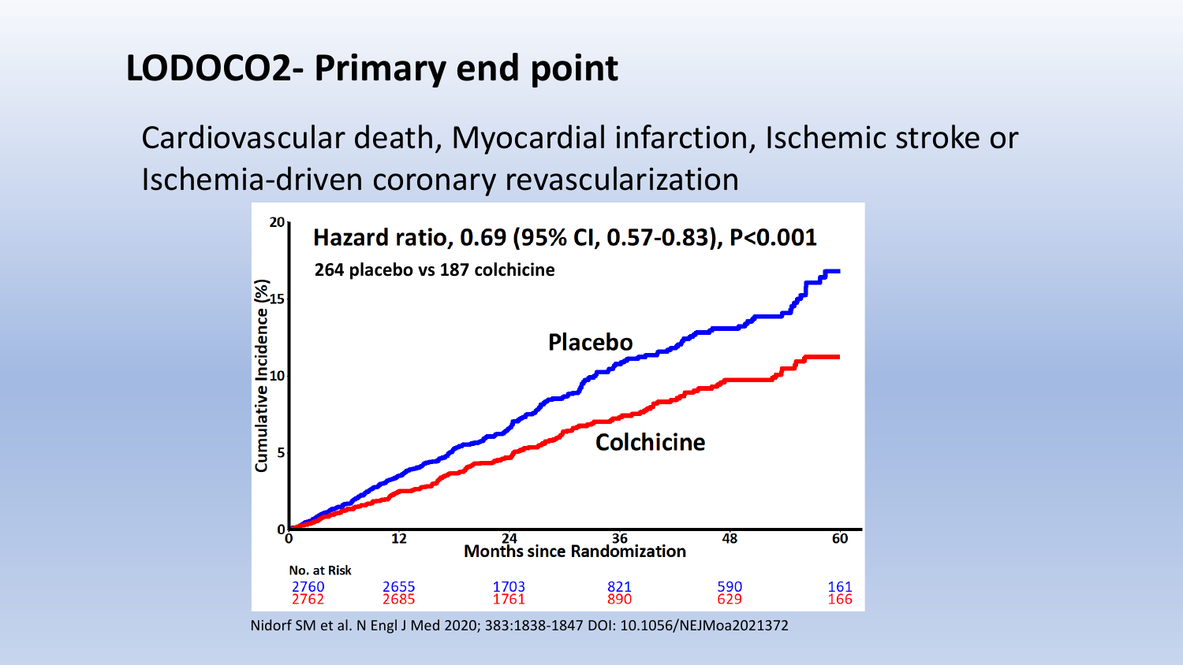# LODOCO2- Primary end point

Cardiovascular death, Myocardial infarction, Ischemic stroke or Ischemia-driven coronary revascularization

Hazard ratio, 0.69 (95% CI, 0.57-0.83), P<0.001

264 placebo vs 187 colchicine

Cumulative Incidence (%)

Placebo

Colchicine

Months since Randomization

No. at Risk

| Months | 0 | 12 | 24 | 36 | 48 | 60 |
|---|---|---|---|---|---|---|
| Placebo | 2760 | 2655 | 1703 | 821 | 590 | 161 |
| Colchicine | 2762 | 2685 | 1761 | 890 | 629 | 166 |

Nidorf SM et al. N Engl J Med 2020; 383:1838-1847 DOI: 10.1056/NEJMoa2021372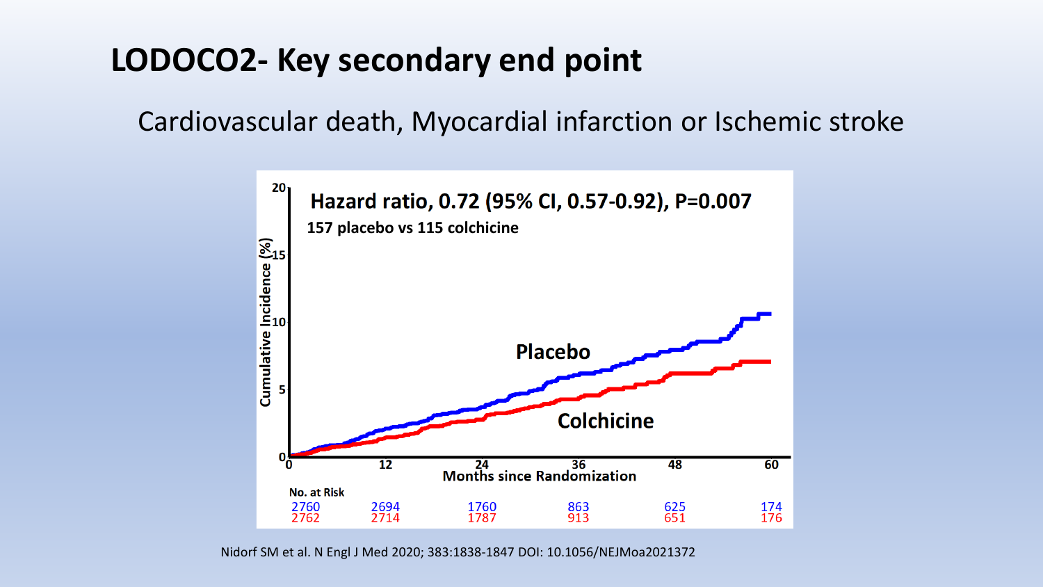# LODOCO2- Key secondary end point

Cardiovascular death, Myocardial infarction or Ischemic stroke

Hazard ratio, 0.72 (95% CI, 0.57-0.92), P=0.007

157 placebo vs 115 colchicine

| No. at Risk | 0 | 12 | 24 | 36 | 48 | 60 |
|---|---|---|---|---|---|---|
| Placebo | 2760 | 2694 | 1760 | 863 | 625 | 174 |
| Colchicine | 2762 | 2714 | 1787 | 913 | 651 | 176 |

Nidorf SM et al. N Engl J Med 2020; 383:1838-1847 DOI: 10.1056/NEJMoa2021372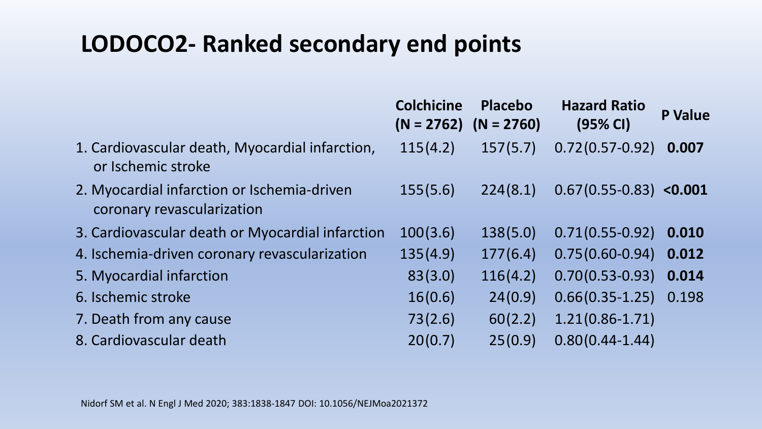# LODOCO2- Ranked secondary end points

| | Colchicine (N = 2762) | Placebo (N = 2760) | Hazard Ratio (95% CI) | P Value |
|---|---|---|---|---|
| 1. Cardiovascular death, Myocardial infarction, or Ischemic stroke | 115(4.2) | 157(5.7) | 0.72(0.57-0.92) | **0.007** |
| 2. Myocardial infarction or Ischemia-driven coronary revascularization | 155(5.6) | 224(8.1) | 0.67(0.55-0.83) | **<0.001** |
| 3. Cardiovascular death or Myocardial infarction | 100(3.6) | 138(5.0) | 0.71(0.55-0.92) | **0.010** |
| 4. Ischemia-driven coronary revascularization | 135(4.9) | 177(6.4) | 0.75(0.60-0.94) | **0.012** |
| 5. Myocardial infarction | 83(3.0) | 116(4.2) | 0.70(0.53-0.93) | **0.014** |
| 6. Ischemic stroke | 16(0.6) | 24(0.9) | 0.66(0.35-1.25) | 0.198 |
| 7. Death from any cause | 73(2.6) | 60(2.2) | 1.21(0.86-1.71) | |
| 8. Cardiovascular death | 20(0.7) | 25(0.9) | 0.80(0.44-1.44) | |

Nidorf SM et al. N Engl J Med 2020; 383:1838-1847 DOI: 10.1056/NEJMoa2021372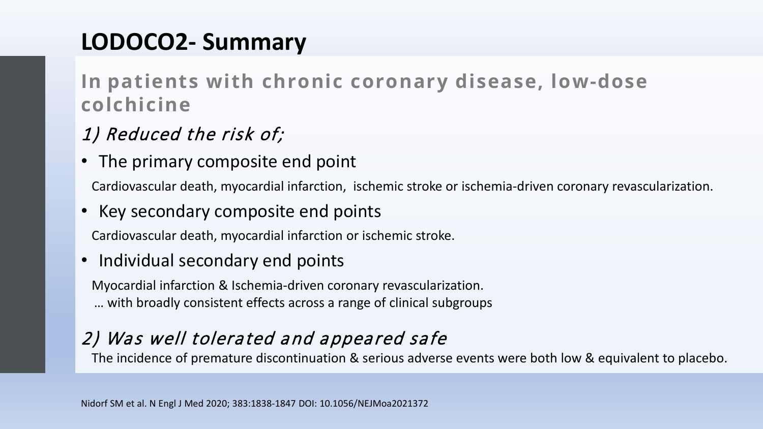# LODOCO2- Summary

**In patients with chronic coronary disease, low-dose colchicine**

*1) Reduced the risk of;*

- The primary composite end point

  Cardiovascular death, myocardial infarction, ischemic stroke or ischemia-driven coronary revascularization.

- Key secondary composite end points

  Cardiovascular death, myocardial infarction or ischemic stroke.

- Individual secondary end points

  Myocardial infarction & Ischemia-driven coronary revascularization.

  … with broadly consistent effects across a range of clinical subgroups

*2) Was well tolerated and appeared safe*

The incidence of premature discontinuation & serious adverse events were both low & equivalent to placebo.

Nidorf SM et al. N Engl J Med 2020; 383:1838-1847 DOI: 10.1056/NEJMoa2021372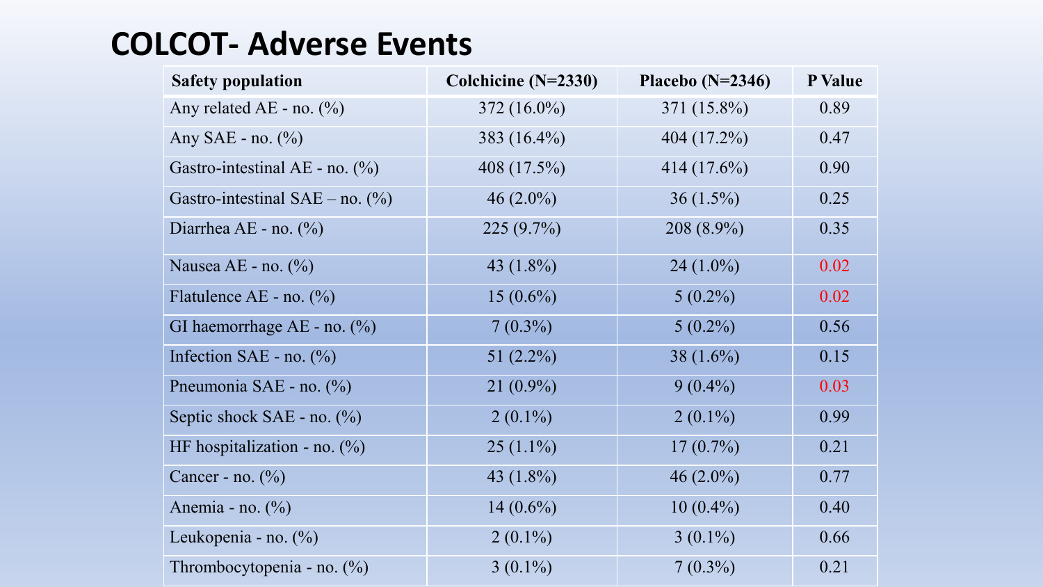# COLCOT- Adverse Events

| Safety population | Colchicine (N=2330) | Placebo (N=2346) | P Value |
|---|---|---|---|
| Any related AE - no. (%) | 372 (16.0%) | 371 (15.8%) | 0.89 |
| Any SAE - no. (%) | 383 (16.4%) | 404 (17.2%) | 0.47 |
| Gastro-intestinal AE - no. (%) | 408 (17.5%) | 414 (17.6%) | 0.90 |
| Gastro-intestinal SAE – no. (%) | 46 (2.0%) | 36 (1.5%) | 0.25 |
| Diarrhea AE - no. (%) | 225 (9.7%) | 208 (8.9%) | 0.35 |
| Nausea AE - no. (%) | 43 (1.8%) | 24 (1.0%) | 0.02 |
| Flatulence AE - no. (%) | 15 (0.6%) | 5 (0.2%) | 0.02 |
| GI haemorrhage AE - no. (%) | 7 (0.3%) | 5 (0.2%) | 0.56 |
| Infection SAE - no. (%) | 51 (2.2%) | 38 (1.6%) | 0.15 |
| Pneumonia SAE - no. (%) | 21 (0.9%) | 9 (0.4%) | 0.03 |
| Septic shock SAE - no. (%) | 2 (0.1%) | 2 (0.1%) | 0.99 |
| HF hospitalization - no. (%) | 25 (1.1%) | 17 (0.7%) | 0.21 |
| Cancer - no. (%) | 43 (1.8%) | 46 (2.0%) | 0.77 |
| Anemia - no. (%) | 14 (0.6%) | 10 (0.4%) | 0.40 |
| Leukopenia - no. (%) | 2 (0.1%) | 3 (0.1%) | 0.66 |
| Thrombocytopenia - no. (%) | 3 (0.1%) | 7 (0.3%) | 0.21 |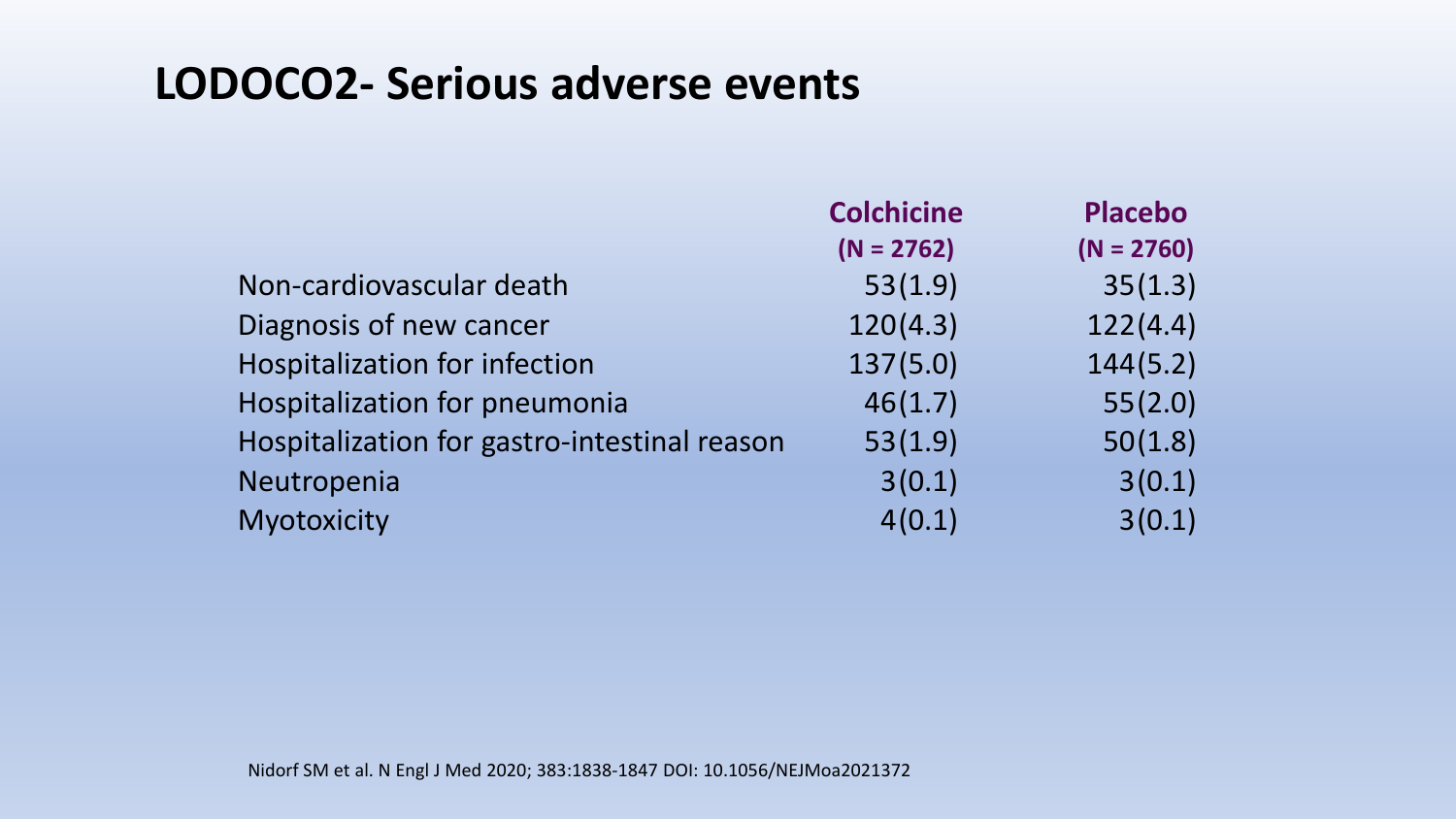# LODOCO2- Serious adverse events

| | Colchicine (N = 2762) | Placebo (N = 2760) |
|---|---|---|
| Non-cardiovascular death | 53(1.9) | 35(1.3) |
| Diagnosis of new cancer | 120(4.3) | 122(4.4) |
| Hospitalization for infection | 137(5.0) | 144(5.2) |
| Hospitalization for pneumonia | 46(1.7) | 55(2.0) |
| Hospitalization for gastro-intestinal reason | 53(1.9) | 50(1.8) |
| Neutropenia | 3(0.1) | 3(0.1) |
| Myotoxicity | 4(0.1) | 3(0.1) |

Nidorf SM et al. N Engl J Med 2020; 383:1838-1847 DOI: 10.1056/NEJMoa2021372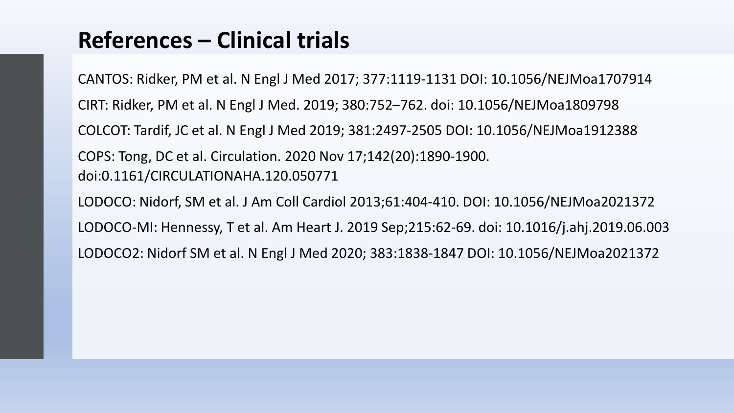# References – Clinical trials

CANTOS: Ridker, PM et al. N Engl J Med 2017; 377:1119-1131 DOI: 10.1056/NEJMoa1707914

CIRT: Ridker, PM et al. N Engl J Med. 2019; 380:752–762. doi: 10.1056/NEJMoa1809798

COLCOT: Tardif, JC et al. N Engl J Med 2019; 381:2497-2505 DOI: 10.1056/NEJMoa1912388

COPS: Tong, DC et al. Circulation. 2020 Nov 17;142(20):1890-1900. doi:0.1161/CIRCULATIONAHA.120.050771

LODOCO: Nidorf, SM et al. J Am Coll Cardiol 2013;61:404-410. DOI: 10.1056/NEJMoa2021372

LODOCO-MI: Hennessy, T et al. Am Heart J. 2019 Sep;215:62-69. doi: 10.1016/j.ahj.2019.06.003

LODOCO2: Nidorf SM et al. N Engl J Med 2020; 383:1838-1847 DOI: 10.1056/NEJMoa2021372